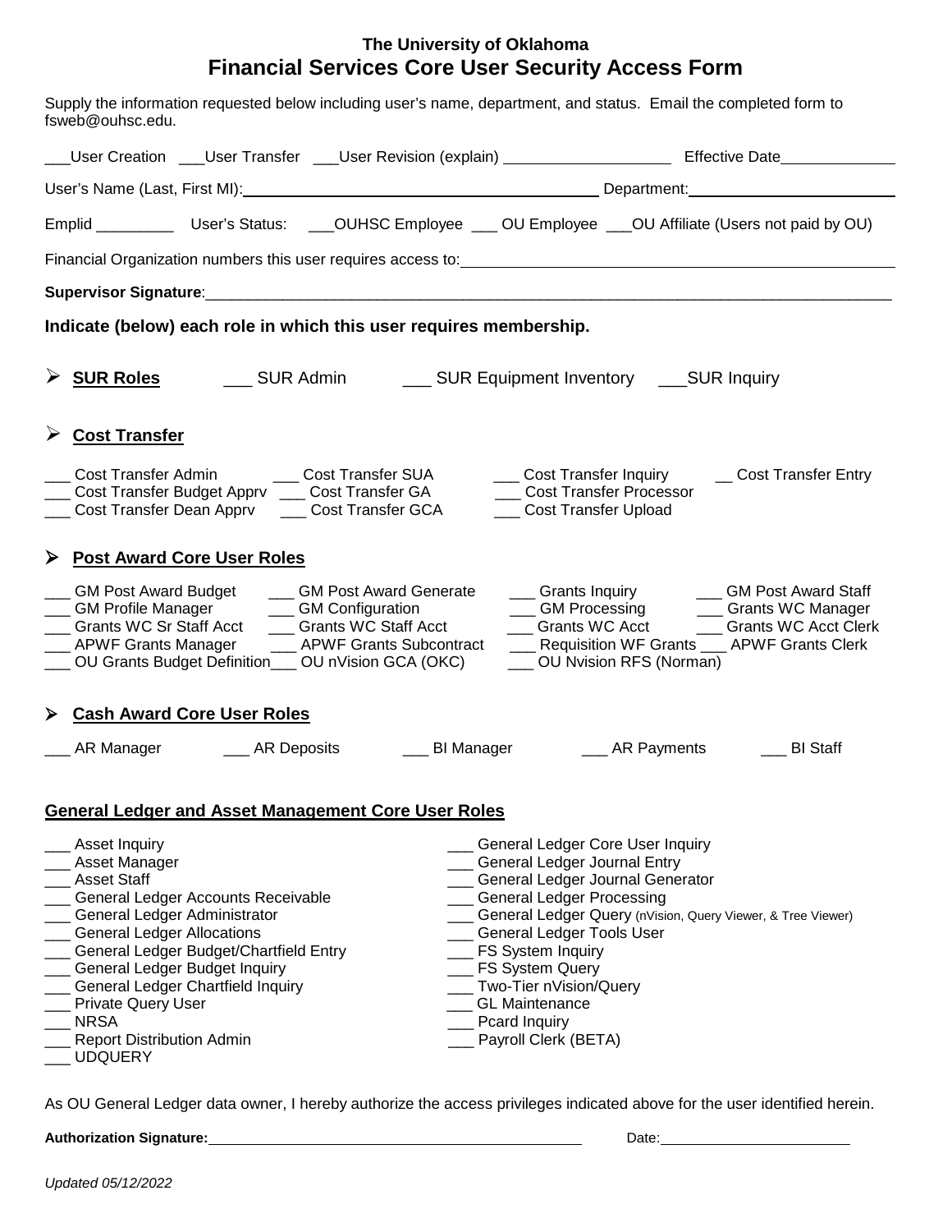# The University of Oklahoma
# Financial Services Core User Security Access Form

Supply the information requested below including user's name, department, and status. Email the completed form to fsweb@ouhsc.edu.

___User Creation ___User Transfer ___User Revision (explain) ____________________ Effective Date______________

User's Name (Last, First MI):____________________________________________ Department:________________________

Emplid _________ User's Status: ___OUHSC Employee ___ OU Employee ___OU Affiliate (Users not paid by OU)

Financial Organization numbers this user requires access to:____________________________________________________

**Supervisor Signature**:____________________________________________________________________________________

**Indicate (below) each role in which this user requires membership.**

- **SUR Roles** ___ SUR Admin ___ SUR Equipment Inventory ___SUR Inquiry

- **Cost Transfer**

___ Cost Transfer Admin
___ Cost Transfer Budget Apprv
___ Cost Transfer Dean Apprv
___ Cost Transfer SUA
___ Cost Transfer GA
___ Cost Transfer GCA
___ Cost Transfer Inquiry
___ Cost Transfer Processor
___ Cost Transfer Upload
__ Cost Transfer Entry

- **Post Award Core User Roles**

___ GM Post Award Budget
___ GM Profile Manager
___ Grants WC Sr Staff Acct
___ APWF Grants Manager
___ OU Grants Budget Definition
___ GM Post Award Generate
___ GM Configuration
___ Grants WC Staff Acct
___ APWF Grants Subcontract
___ OU nVision GCA (OKC)
___ Grants Inquiry
___ GM Processing
___ Grants WC Acct
___ Requisition WF Grants
___ OU Nvision RFS (Norman)
___ GM Post Award Staff
___ Grants WC Manager
___ Grants WC Acct Clerk
___ APWF Grants Clerk

- **Cash Award Core User Roles**

___ AR Manager ___ AR Deposits ___ BI Manager ___ AR Payments ___ BI Staff

**General Ledger and Asset Management Core User Roles**

___ Asset Inquiry
___ Asset Manager
___ Asset Staff
___ General Ledger Accounts Receivable
___ General Ledger Administrator
___ General Ledger Allocations
___ General Ledger Budget/Chartfield Entry
___ General Ledger Budget Inquiry
___ General Ledger Chartfield Inquiry
___ Private Query User
___ NRSA
___ Report Distribution Admin
___ UDQUERY
___ General Ledger Core User Inquiry
___ General Ledger Journal Entry
___ General Ledger Journal Generator
___ General Ledger Processing
___ General Ledger Query (nVision, Query Viewer, & Tree Viewer)
___ General Ledger Tools User
___ FS System Inquiry
___ FS System Query
___ Two-Tier nVision/Query
___ GL Maintenance
___ Pcard Inquiry
___ Payroll Clerk (BETA)

As OU General Ledger data owner, I hereby authorize the access privileges indicated above for the user identified herein.

**Authorization Signature:**________________________________________ Date:______________________

*Updated 05/12/2022*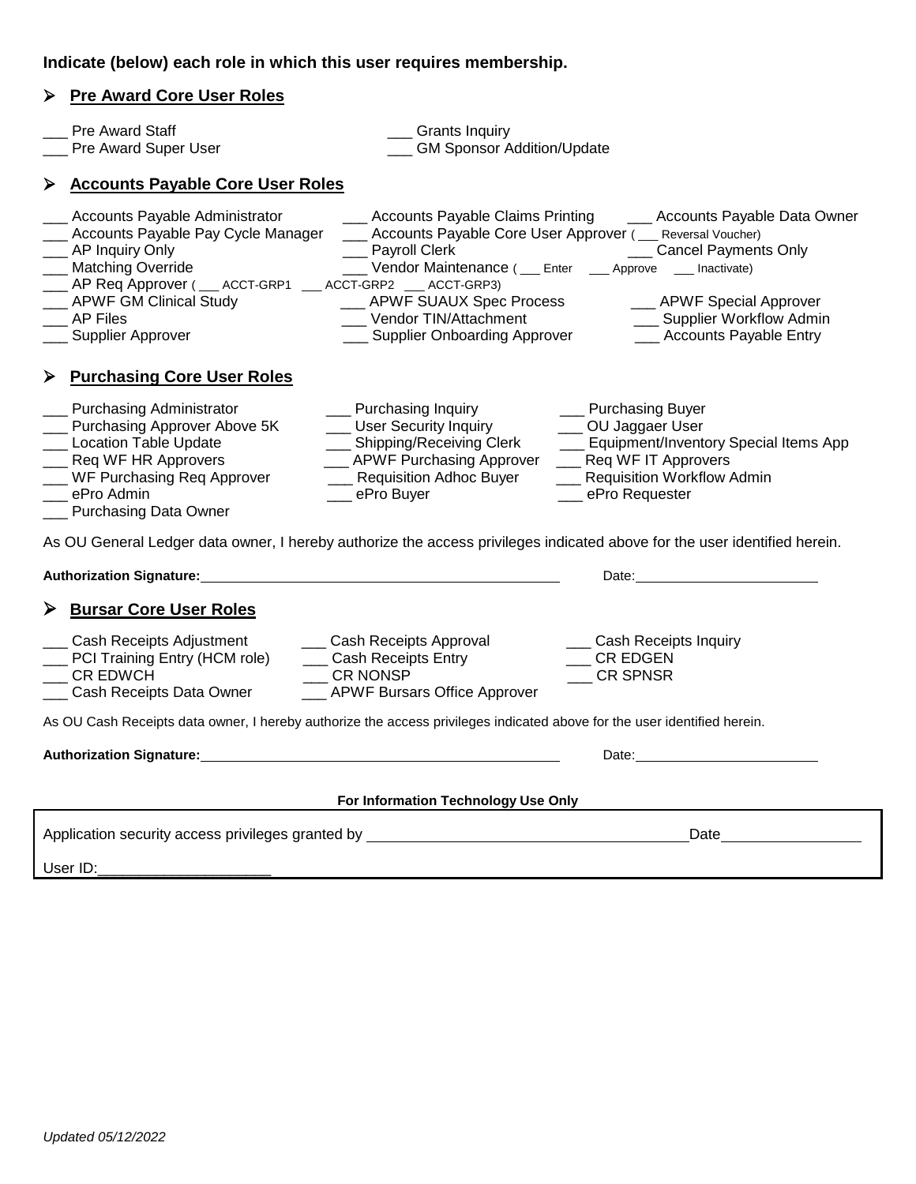**Indicate (below) each role in which this user requires membership.**

## **Pre Award Core User Roles**

___ Pre Award Staff
___ Pre Award Super User
___ Grants Inquiry
___ GM Sponsor Addition/Update

## **Accounts Payable Core User Roles**

___ Accounts Payable Administrator
___ Accounts Payable Claims Printing
___ Accounts Payable Data Owner
___ Accounts Payable Pay Cycle Manager
___ Accounts Payable Core User Approver ( ___ Reversal Voucher)
___ AP Inquiry Only
___ Payroll Clerk
___ Cancel Payments Only
___ Matching Override
___ Vendor Maintenance ( ___ Enter ___ Approve ___ Inactivate)
___ AP Req Approver ( ___ ACCT-GRP1 ___ ACCT-GRP2 ___ ACCT-GRP3)
___ APWF GM Clinical Study
___ APWF SUAUX Spec Process
___ APWF Special Approver
___ AP Files
___ Vendor TIN/Attachment
___ Supplier Workflow Admin
___ Supplier Approver
___ Supplier Onboarding Approver
___ Accounts Payable Entry

## **Purchasing Core User Roles**

___ Purchasing Administrator
___ Purchasing Inquiry
___ Purchasing Buyer
___ Purchasing Approver Above 5K
___ User Security Inquiry
___ OU Jaggaer User
___ Location Table Update
___ Shipping/Receiving Clerk
___ Equipment/Inventory Special Items App
___ Req WF HR Approvers
___ APWF Purchasing Approver
___ Req WF IT Approvers
___ WF Purchasing Req Approver
___ Requisition Adhoc Buyer
___ Requisition Workflow Admin
___ ePro Admin
___ ePro Buyer
___ ePro Requester
___ Purchasing Data Owner

As OU General Ledger data owner, I hereby authorize the access privileges indicated above for the user identified herein.

**Authorization Signature:** ______________________________ Date: ____________________

## **Bursar Core User Roles**

___ Cash Receipts Adjustment
___ Cash Receipts Approval
___ Cash Receipts Inquiry
___ PCI Training Entry (HCM role)
___ Cash Receipts Entry
___ CR EDGEN
___ CR EDWCH
___ CR NONSP
___ CR SPNSR
___ Cash Receipts Data Owner
___ APWF Bursars Office Approver

As OU Cash Receipts data owner, I hereby authorize the access privileges indicated above for the user identified herein.

**Authorization Signature:** ______________________________ Date: ____________________

**For Information Technology Use Only**

Application security access privileges granted by ______________________________ Date ____________________

User ID: ____________________

*Updated 05/12/2022*